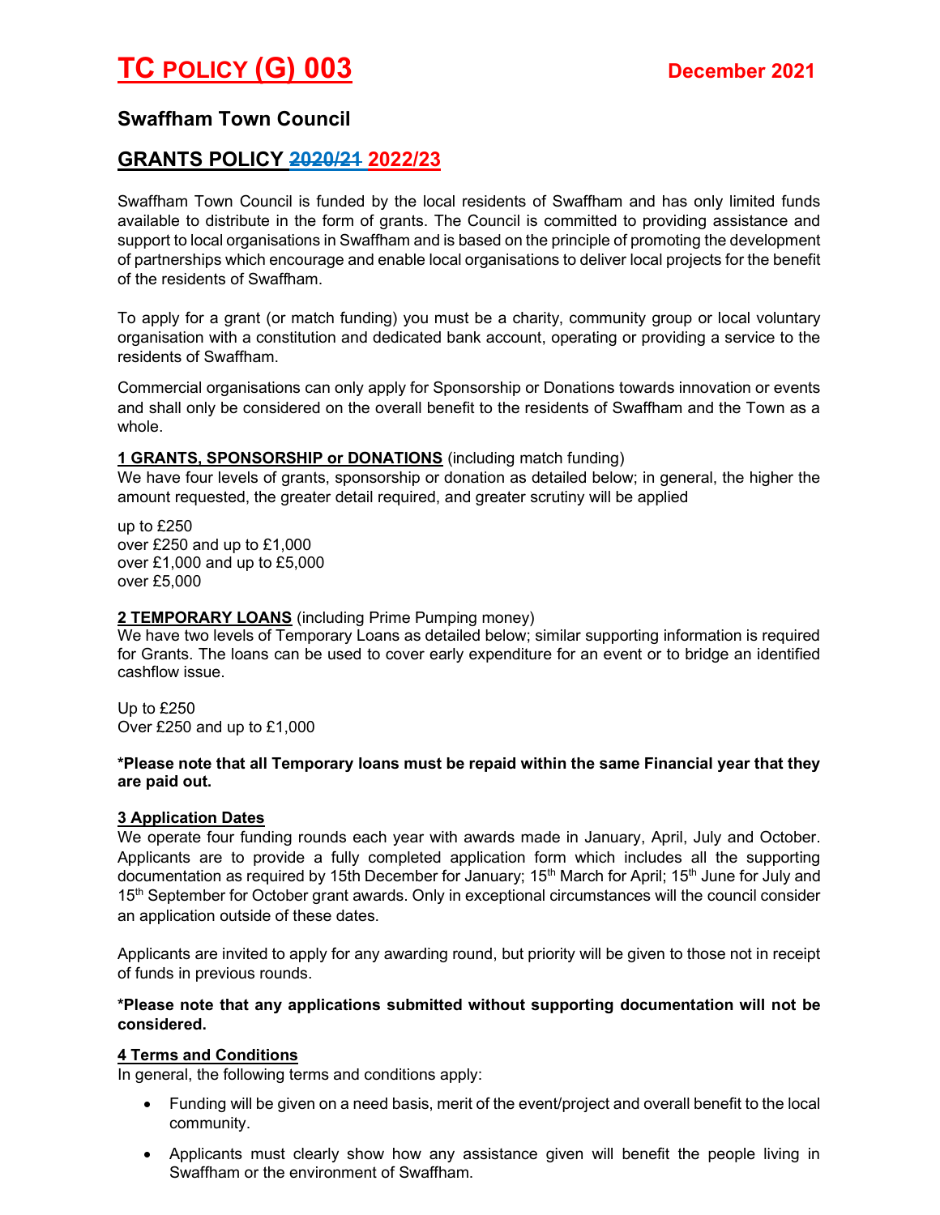# TC POLICY (G) 003 December 2021

## Swaffham Town Council

## GRANTS POLICY ~~2020/21~~ 2022/23

Swaffham Town Council is funded by the local residents of Swaffham and has only limited funds available to distribute in the form of grants. The Council is committed to providing assistance and support to local organisations in Swaffham and is based on the principle of promoting the development of partnerships which encourage and enable local organisations to deliver local projects for the benefit of the residents of Swaffham.

To apply for a grant (or match funding) you must be a charity, community group or local voluntary organisation with a constitution and dedicated bank account, operating or providing a service to the residents of Swaffham.

Commercial organisations can only apply for Sponsorship or Donations towards innovation or events and shall only be considered on the overall benefit to the residents of Swaffham and the Town as a whole.

**1 GRANTS, SPONSORSHIP or DONATIONS** (including match funding)
We have four levels of grants, sponsorship or donation as detailed below; in general, the higher the amount requested, the greater detail required, and greater scrutiny will be applied

up to £250
over £250 and up to £1,000
over £1,000 and up to £5,000
over £5,000

**2 TEMPORARY LOANS** (including Prime Pumping money)
We have two levels of Temporary Loans as detailed below; similar supporting information is required for Grants. The loans can be used to cover early expenditure for an event or to bridge an identified cashflow issue.

Up to £250
Over £250 and up to £1,000

**\*Please note that all Temporary loans must be repaid within the same Financial year that they are paid out.**

**3 Application Dates**
We operate four funding rounds each year with awards made in January, April, July and October. Applicants are to provide a fully completed application form which includes all the supporting documentation as required by 15th December for January; 15th March for April; 15th June for July and 15th September for October grant awards. Only in exceptional circumstances will the council consider an application outside of these dates.

Applicants are invited to apply for any awarding round, but priority will be given to those not in receipt of funds in previous rounds.

**\*Please note that any applications submitted without supporting documentation will not be considered.**

**4 Terms and Conditions**
In general, the following terms and conditions apply:

- Funding will be given on a need basis, merit of the event/project and overall benefit to the local community.
- Applicants must clearly show how any assistance given will benefit the people living in Swaffham or the environment of Swaffham.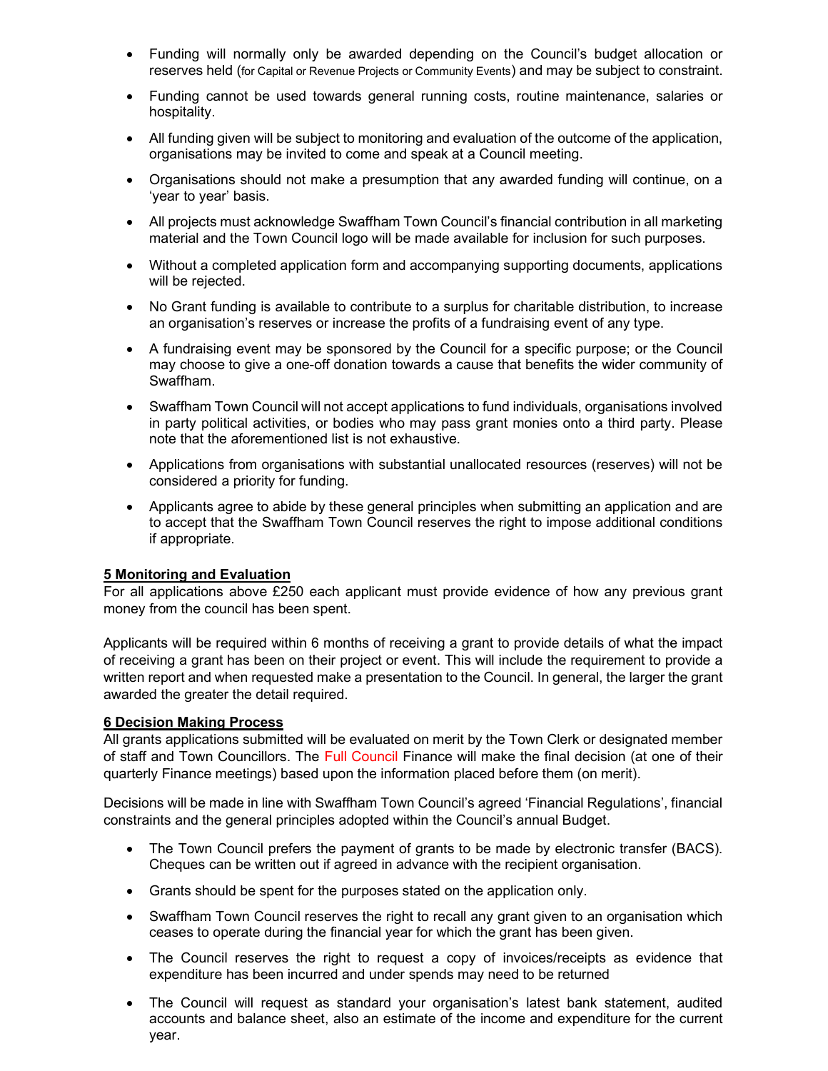- Funding will normally only be awarded depending on the Council's budget allocation or reserves held (for Capital or Revenue Projects or Community Events) and may be subject to constraint.
- Funding cannot be used towards general running costs, routine maintenance, salaries or hospitality.
- All funding given will be subject to monitoring and evaluation of the outcome of the application, organisations may be invited to come and speak at a Council meeting.
- Organisations should not make a presumption that any awarded funding will continue, on a 'year to year' basis.
- All projects must acknowledge Swaffham Town Council's financial contribution in all marketing material and the Town Council logo will be made available for inclusion for such purposes.
- Without a completed application form and accompanying supporting documents, applications will be rejected.
- No Grant funding is available to contribute to a surplus for charitable distribution, to increase an organisation's reserves or increase the profits of a fundraising event of any type.
- A fundraising event may be sponsored by the Council for a specific purpose; or the Council may choose to give a one-off donation towards a cause that benefits the wider community of Swaffham.
- Swaffham Town Council will not accept applications to fund individuals, organisations involved in party political activities, or bodies who may pass grant monies onto a third party. Please note that the aforementioned list is not exhaustive.
- Applications from organisations with substantial unallocated resources (reserves) will not be considered a priority for funding.
- Applicants agree to abide by these general principles when submitting an application and are to accept that the Swaffham Town Council reserves the right to impose additional conditions if appropriate.

**5 Monitoring and Evaluation**

For all applications above £250 each applicant must provide evidence of how any previous grant money from the council has been spent.

Applicants will be required within 6 months of receiving a grant to provide details of what the impact of receiving a grant has been on their project or event. This will include the requirement to provide a written report and when requested make a presentation to the Council. In general, the larger the grant awarded the greater the detail required.

**6 Decision Making Process**

All grants applications submitted will be evaluated on merit by the Town Clerk or designated member of staff and Town Councillors. The Full Council Finance will make the final decision (at one of their quarterly Finance meetings) based upon the information placed before them (on merit).

Decisions will be made in line with Swaffham Town Council's agreed 'Financial Regulations', financial constraints and the general principles adopted within the Council's annual Budget.

- The Town Council prefers the payment of grants to be made by electronic transfer (BACS). Cheques can be written out if agreed in advance with the recipient organisation.
- Grants should be spent for the purposes stated on the application only.
- Swaffham Town Council reserves the right to recall any grant given to an organisation which ceases to operate during the financial year for which the grant has been given.
- The Council reserves the right to request a copy of invoices/receipts as evidence that expenditure has been incurred and under spends may need to be returned
- The Council will request as standard your organisation's latest bank statement, audited accounts and balance sheet, also an estimate of the income and expenditure for the current year.